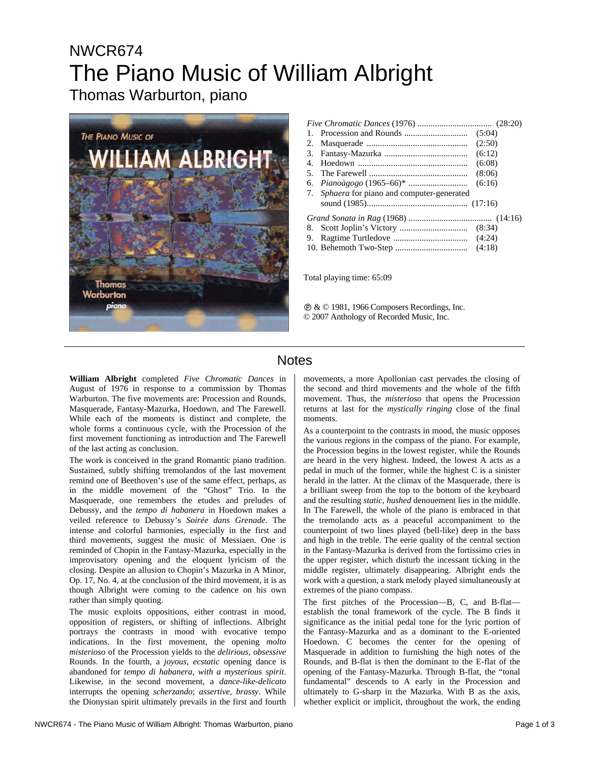# NWCR674
# The Piano Music of William Albright
## Thomas Warburton, piano

*Five Chromatic Dances* (1976) .................................. (28:20)
1. Procession and Rounds ............................ (5:04)
2. Masquerade ............................................ (2:50)
3. Fantasy-Mazurka ...................................... (6:12)
4. Hoedown ................................................. (6:08)
5. The Farewell ............................................ (8:06)
6. *Pianoàgogo* (1965–66)* ........................... (6:16)
7. *Sphaera* for piano and computer-generated sound (1985)............................................ (17:16)

*Grand Sonata in Rag* (1968) ...................................... (14:16)

8. Scott Joplin's Victory ............................... (8:34)
9. Ragtime Turtledove .................................. (4:24)
10. Behemoth Two-Step ................................. (4:18)

Total playing time: 65:09

℗ & © 1981, 1966 Composers Recordings, Inc.
© 2007 Anthology of Recorded Music, Inc.

## Notes

**William Albright** completed *Five Chromatic Dances* in August of 1976 in response to a commission by Thomas Warburton. The five movements are: Procession and Rounds, Masquerade, Fantasy-Mazurka, Hoedown, and The Farewell. While each of the moments is distinct and complete, the whole forms a continuous cycle, with the Procession of the first movement functioning as introduction and The Farewell of the last acting as conclusion.

The work is conceived in the grand Romantic piano tradition. Sustained, subtly shifting tremolandos of the last movement remind one of Beethoven's use of the same effect, perhaps, as in the middle movement of the "Ghost" Trio. In the Masquerade, one remembers the etudes and preludes of Debussy, and the *tempo di habanera* in Hoedown makes a veiled reference to Debussy's *Soirée dans Grenade*. The intense and colorful harmonies, especially in the first and third movements, suggest the music of Messiaen. One is reminded of Chopin in the Fantasy-Mazurka, especially in the improvisatory opening and the eloquent lyricism of the closing. Despite an allusion to Chopin's Mazurka in A Minor, Op. 17, No. 4, at the conclusion of the third movement, it is as though Albright were coming to the cadence on his own rather than simply quoting.

The music exploits oppositions, either contrast in mood, opposition of registers, or shifting of inflections. Albright portrays the contrasts in mood with evocative tempo indications. In the first movement, the opening *molto misterioso* of the Procession yields to the *delirious, obsessive* Rounds. In the fourth, a *joyous, ecstatic* opening dance is abandoned for *tempo di habanera, with a mysterious spirit*. Likewise, in the second movement, a *dance-like-delicato* interrupts the opening *scherzando*; *assertive, brassy*. While the Dionysian spirit ultimately prevails in the first and fourth movements, a more Apollonian cast pervades the closing of the second and third movements and the whole of the fifth movement. Thus, the *misterioso* that opens the Procession returns at last for the *mystically ringing* close of the final moments.

As a counterpoint to the contrasts in mood, the music opposes the various regions in the compass of the piano. For example, the Procession begins in the lowest register, while the Rounds are heard in the very highest. Indeed, the lowest A acts as a pedal in much of the former, while the highest C is a sinister herald in the latter. At the climax of the Masquerade, there is a brilliant sweep from the top to the bottom of the keyboard and the resulting *static, hushed* denouement lies in the middle. In The Farewell, the whole of the piano is embraced in that the tremolando acts as a peaceful accompaniment to the counterpoint of two lines played (bell-like) deep in the bass and high in the treble. The eerie quality of the central section in the Fantasy-Mazurka is derived from the fortissimo cries in the upper register, which disturb the incessant ticking in the middle register, ultimately disappearing. Albright ends the work with a question, a stark melody played simultaneously at extremes of the piano compass.

The first pitches of the Procession—B, C, and B-flat—establish the tonal framework of the cycle. The B finds it significance as the initial pedal tone for the lyric portion of the Fantasy-Mazurka and as a dominant to the E-oriented Hoedown. C becomes the center for the opening of Masquerade in addition to furnishing the high notes of the Rounds, and B-flat is then the dominant to the E-flat of the opening of the Fantasy-Mazurka. Through B-flat, the "tonal fundamental" descends to A early in the Procession and ultimately to G-sharp in the Mazurka. With B as the axis, whether explicit or implicit, throughout the work, the ending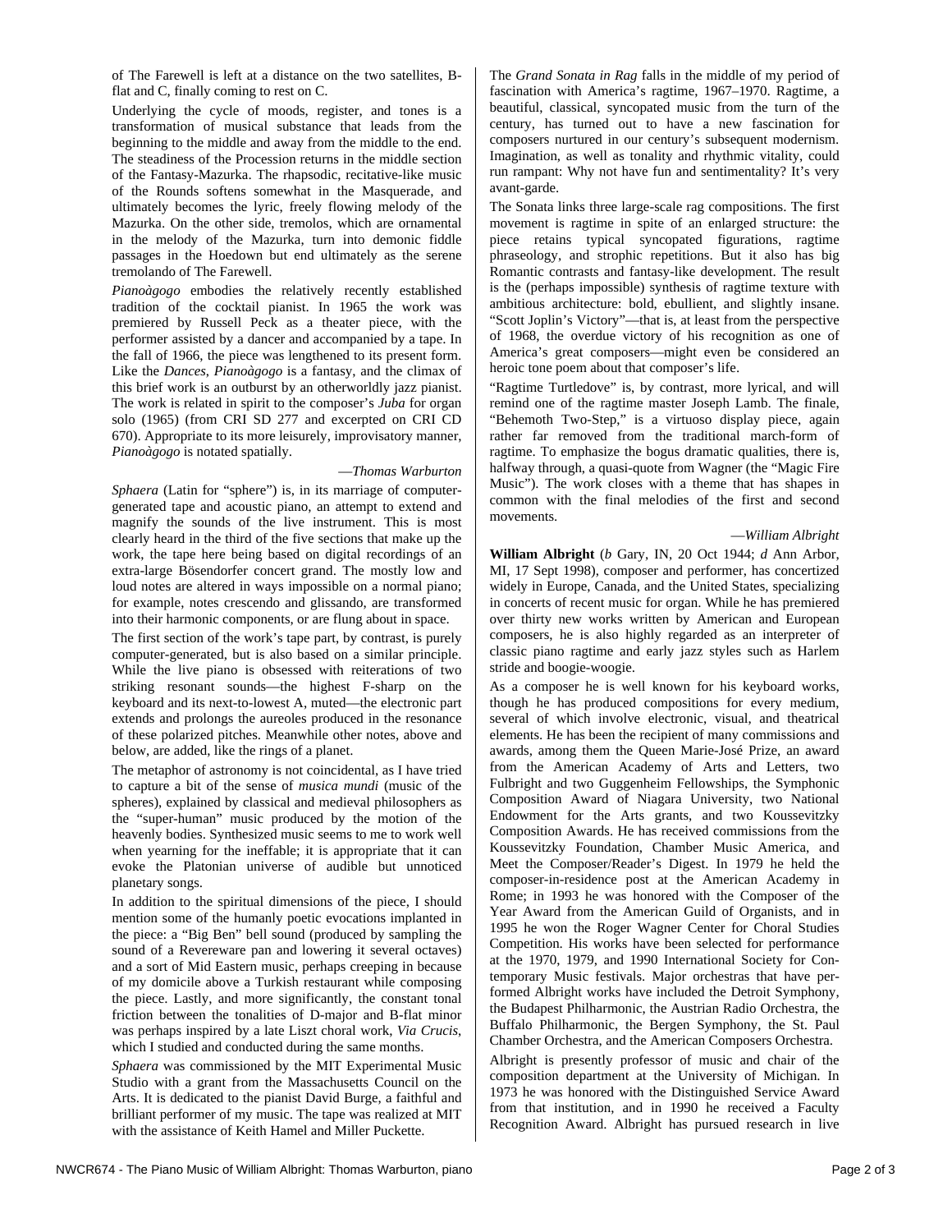of The Farewell is left at a distance on the two satellites, B-flat and C, finally coming to rest on C.

Underlying the cycle of moods, register, and tones is a transformation of musical substance that leads from the beginning to the middle and away from the middle to the end. The steadiness of the Procession returns in the middle section of the Fantasy-Mazurka. The rhapsodic, recitative-like music of the Rounds softens somewhat in the Masquerade, and ultimately becomes the lyric, freely flowing melody of the Mazurka. On the other side, tremolos, which are ornamental in the melody of the Mazurka, turn into demonic fiddle passages in the Hoedown but end ultimately as the serene tremolando of The Farewell.

*Pianoàgogo* embodies the relatively recently established tradition of the cocktail pianist. In 1965 the work was premiered by Russell Peck as a theater piece, with the performer assisted by a dancer and accompanied by a tape. In the fall of 1966, the piece was lengthened to its present form. Like the *Dances*, *Pianoàgogo* is a fantasy, and the climax of this brief work is an outburst by an otherworldly jazz pianist. The work is related in spirit to the composer's *Juba* for organ solo (1965) (from CRI SD 277 and excerpted on CRI CD 670). Appropriate to its more leisurely, improvisatory manner, *Pianoàgogo* is notated spatially.

—*Thomas Warburton*

*Sphaera* (Latin for "sphere") is, in its marriage of computer-generated tape and acoustic piano, an attempt to extend and magnify the sounds of the live instrument. This is most clearly heard in the third of the five sections that make up the work, the tape here being based on digital recordings of an extra-large Bösendorfer concert grand. The mostly low and loud notes are altered in ways impossible on a normal piano; for example, notes crescendo and glissando, are transformed into their harmonic components, or are flung about in space.

The first section of the work's tape part, by contrast, is purely computer-generated, but is also based on a similar principle. While the live piano is obsessed with reiterations of two striking resonant sounds—the highest F-sharp on the keyboard and its next-to-lowest A, muted—the electronic part extends and prolongs the aureoles produced in the resonance of these polarized pitches. Meanwhile other notes, above and below, are added, like the rings of a planet.

The metaphor of astronomy is not coincidental, as I have tried to capture a bit of the sense of *musica mundi* (music of the spheres), explained by classical and medieval philosophers as the "super-human" music produced by the motion of the heavenly bodies. Synthesized music seems to me to work well when yearning for the ineffable; it is appropriate that it can evoke the Platonian universe of audible but unnoticed planetary songs.

In addition to the spiritual dimensions of the piece, I should mention some of the humanly poetic evocations implanted in the piece: a "Big Ben" bell sound (produced by sampling the sound of a Revereware pan and lowering it several octaves) and a sort of Mid Eastern music, perhaps creeping in because of my domicile above a Turkish restaurant while composing the piece. Lastly, and more significantly, the constant tonal friction between the tonalities of D-major and B-flat minor was perhaps inspired by a late Liszt choral work, *Via Crucis*, which I studied and conducted during the same months.

*Sphaera* was commissioned by the MIT Experimental Music Studio with a grant from the Massachusetts Council on the Arts. It is dedicated to the pianist David Burge, a faithful and brilliant performer of my music. The tape was realized at MIT with the assistance of Keith Hamel and Miller Puckette.

The *Grand Sonata in Rag* falls in the middle of my period of fascination with America's ragtime, 1967–1970. Ragtime, a beautiful, classical, syncopated music from the turn of the century, has turned out to have a new fascination for composers nurtured in our century's subsequent modernism. Imagination, as well as tonality and rhythmic vitality, could run rampant: Why not have fun and sentimentality? It's very avant-garde.

The Sonata links three large-scale rag compositions. The first movement is ragtime in spite of an enlarged structure: the piece retains typical syncopated figurations, ragtime phraseology, and strophic repetitions. But it also has big Romantic contrasts and fantasy-like development. The result is the (perhaps impossible) synthesis of ragtime texture with ambitious architecture: bold, ebullient, and slightly insane. "Scott Joplin's Victory"—that is, at least from the perspective of 1968, the overdue victory of his recognition as one of America's great composers—might even be considered an heroic tone poem about that composer's life.

"Ragtime Turtledove" is, by contrast, more lyrical, and will remind one of the ragtime master Joseph Lamb. The finale, "Behemoth Two-Step," is a virtuoso display piece, again rather far removed from the traditional march-form of ragtime. To emphasize the bogus dramatic qualities, there is, halfway through, a quasi-quote from Wagner (the "Magic Fire Music"). The work closes with a theme that has shapes in common with the final melodies of the first and second movements.

—*William Albright*

**William Albright** (*b* Gary, IN, 20 Oct 1944; *d* Ann Arbor, MI, 17 Sept 1998), composer and performer, has concertized widely in Europe, Canada, and the United States, specializing in concerts of recent music for organ. While he has premiered over thirty new works written by American and European composers, he is also highly regarded as an interpreter of classic piano ragtime and early jazz styles such as Harlem stride and boogie-woogie.

As a composer he is well known for his keyboard works, though he has produced compositions for every medium, several of which involve electronic, visual, and theatrical elements. He has been the recipient of many commissions and awards, among them the Queen Marie-José Prize, an award from the American Academy of Arts and Letters, two Fulbright and two Guggenheim Fellowships, the Symphonic Composition Award of Niagara University, two National Endowment for the Arts grants, and two Koussevitzky Composition Awards. He has received commissions from the Koussevitzky Foundation, Chamber Music America, and Meet the Composer/Reader's Digest. In 1979 he held the composer-in-residence post at the American Academy in Rome; in 1993 he was honored with the Composer of the Year Award from the American Guild of Organists, and in 1995 he won the Roger Wagner Center for Choral Studies Competition. His works have been selected for performance at the 1970, 1979, and 1990 International Society for Contemporary Music festivals. Major orchestras that have performed Albright works have included the Detroit Symphony, the Budapest Philharmonic, the Austrian Radio Orchestra, the Buffalo Philharmonic, the Bergen Symphony, the St. Paul Chamber Orchestra, and the American Composers Orchestra.

Albright is presently professor of music and chair of the composition department at the University of Michigan. In 1973 he was honored with the Distinguished Service Award from that institution, and in 1990 he received a Faculty Recognition Award. Albright has pursued research in live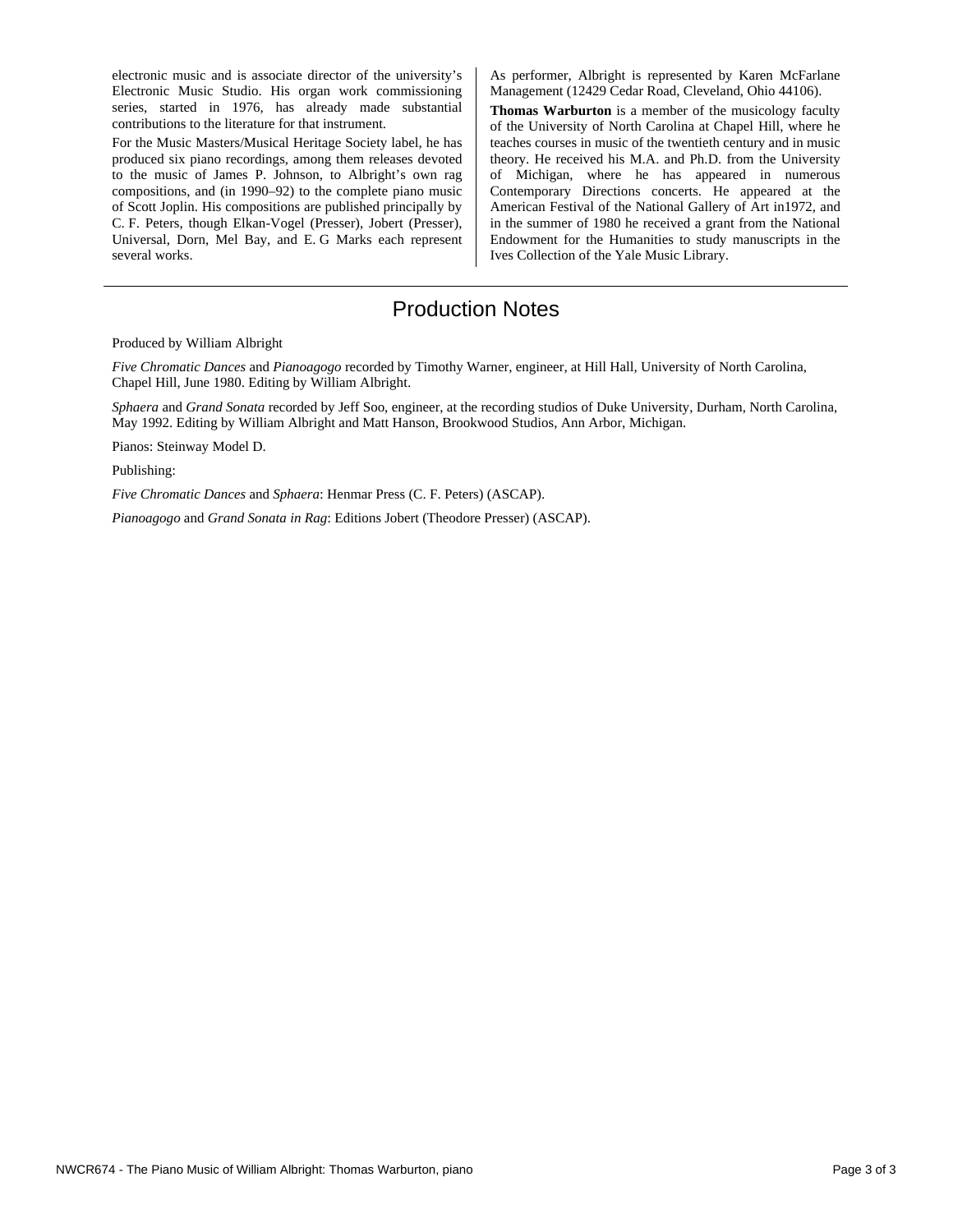electronic music and is associate director of the university's Electronic Music Studio. His organ work commissioning series, started in 1976, has already made substantial contributions to the literature for that instrument.

For the Music Masters/Musical Heritage Society label, he has produced six piano recordings, among them releases devoted to the music of James P. Johnson, to Albright's own rag compositions, and (in 1990–92) to the complete piano music of Scott Joplin. His compositions are published principally by C. F. Peters, though Elkan-Vogel (Presser), Jobert (Presser), Universal, Dorn, Mel Bay, and E. G Marks each represent several works.

As performer, Albright is represented by Karen McFarlane Management (12429 Cedar Road, Cleveland, Ohio 44106).

**Thomas Warburton** is a member of the musicology faculty of the University of North Carolina at Chapel Hill, where he teaches courses in music of the twentieth century and in music theory. He received his M.A. and Ph.D. from the University of Michigan, where he has appeared in numerous Contemporary Directions concerts. He appeared at the American Festival of the National Gallery of Art in1972, and in the summer of 1980 he received a grant from the National Endowment for the Humanities to study manuscripts in the Ives Collection of the Yale Music Library.

## Production Notes

Produced by William Albright

*Five Chromatic Dances* and *Pianoagogo* recorded by Timothy Warner, engineer, at Hill Hall, University of North Carolina, Chapel Hill, June 1980. Editing by William Albright.

*Sphaera* and *Grand Sonata* recorded by Jeff Soo, engineer, at the recording studios of Duke University, Durham, North Carolina, May 1992. Editing by William Albright and Matt Hanson, Brookwood Studios, Ann Arbor, Michigan.

Pianos: Steinway Model D.

Publishing:

*Five Chromatic Dances* and *Sphaera*: Henmar Press (C. F. Peters) (ASCAP).

*Pianoagogo* and *Grand Sonata in Rag*: Editions Jobert (Theodore Presser) (ASCAP).